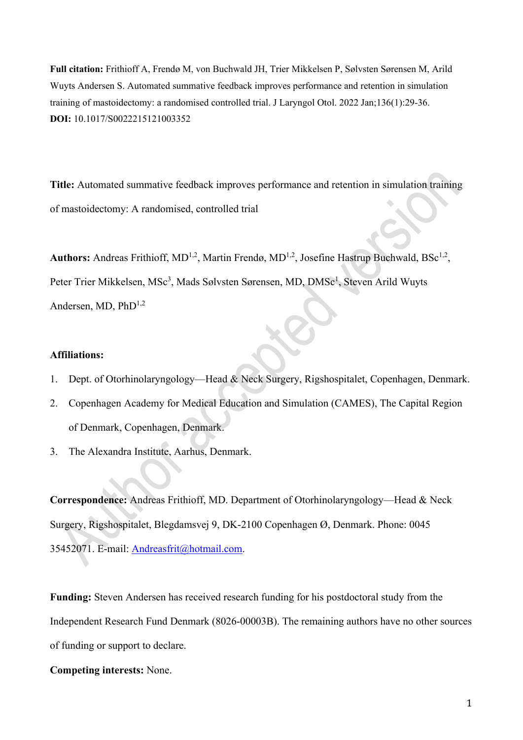**Full citation:** Frithioff A, Frendø M, von Buchwald JH, Trier Mikkelsen P, Sølvsten Sørensen M, Arild Wuyts Andersen S. Automated summative feedback improves performance and retention in simulation training of mastoidectomy: a randomised controlled trial. J Laryngol Otol. 2022 Jan;136(1):29-36.
**DOI:** 10.1017/S0022215121003352

**Title:** Automated summative feedback improves performance and retention in simulation training of mastoidectomy: A randomised, controlled trial

**Authors:** Andreas Frithioff, MD[1,2], Martin Frendø, MD[1,2], Josefine Hastrup Buchwald, BSc[1,2], Peter Trier Mikkelsen, MSc[3], Mads Sølvsten Sørensen, MD, DMSc[1], Steven Arild Wuyts Andersen, MD, PhD[1,2]

**Affiliations:**

1. Dept. of Otorhinolaryngology—Head & Neck Surgery, Rigshospitalet, Copenhagen, Denmark.
2. Copenhagen Academy for Medical Education and Simulation (CAMES), The Capital Region of Denmark, Copenhagen, Denmark.
3. The Alexandra Institute, Aarhus, Denmark.

**Correspondence:** Andreas Frithioff, MD. Department of Otorhinolaryngology—Head & Neck Surgery, Rigshospitalet, Blegdamsvej 9, DK-2100 Copenhagen Ø, Denmark. Phone: 0045 35452071. E-mail: Andreasfrit@hotmail.com.

**Funding:** Steven Andersen has received research funding for his postdoctoral study from the Independent Research Fund Denmark (8026-00003B). The remaining authors have no other sources of funding or support to declare.

**Competing interests:** None.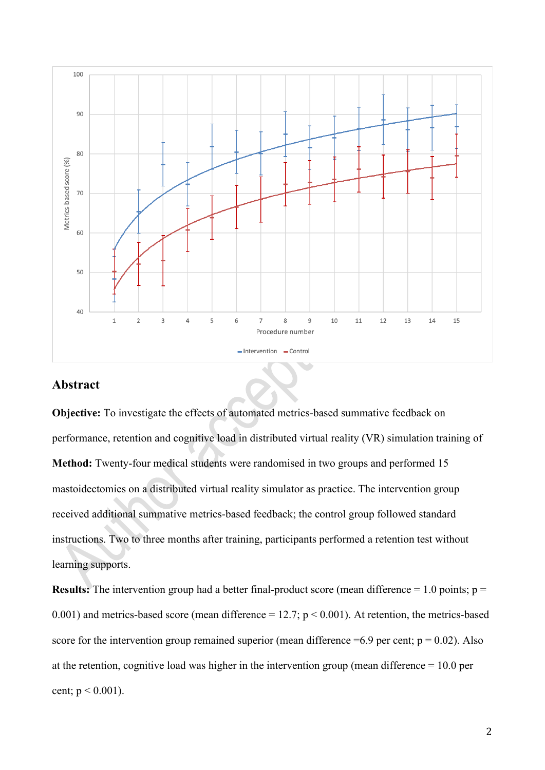## Abstract

**Objective:** To investigate the effects of automated metrics-based summative feedback on performance, retention and cognitive load in distributed virtual reality (VR) simulation training of

**Method:** Twenty-four medical students were randomised in two groups and performed 15 mastoidectomies on a distributed virtual reality simulator as practice. The intervention group received additional summative metrics-based feedback; the control group followed standard instructions. Two to three months after training, participants performed a retention test without learning supports.

**Results:** The intervention group had a better final-product score (mean difference = 1.0 points; $p = 0.001$) and metrics-based score (mean difference = 12.7; $p < 0.001$). At retention, the metrics-based score for the intervention group remained superior (mean difference =6.9 per cent; $p = 0.02$). Also at the retention, cognitive load was higher in the intervention group (mean difference = 10.0 per cent; $p < 0.001$).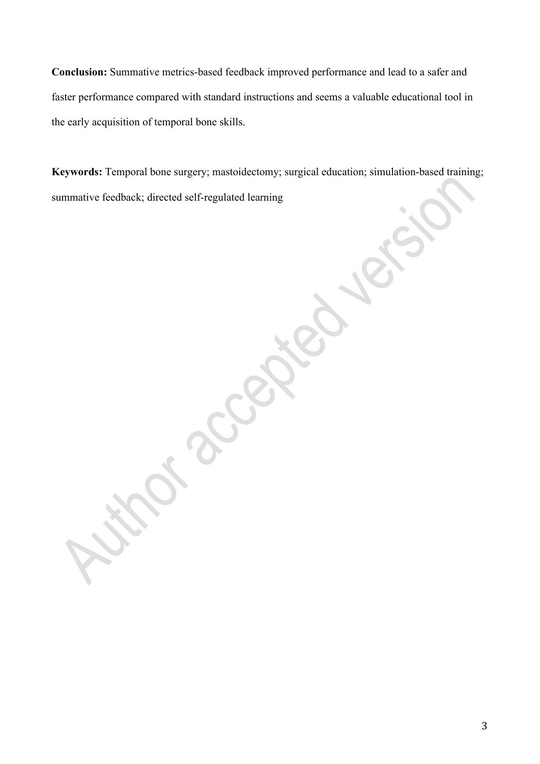**Conclusion:** Summative metrics-based feedback improved performance and lead to a safer and faster performance compared with standard instructions and seems a valuable educational tool in the early acquisition of temporal bone skills.

**Keywords:** Temporal bone surgery; mastoidectomy; surgical education; simulation-based training; summative feedback; directed self-regulated learning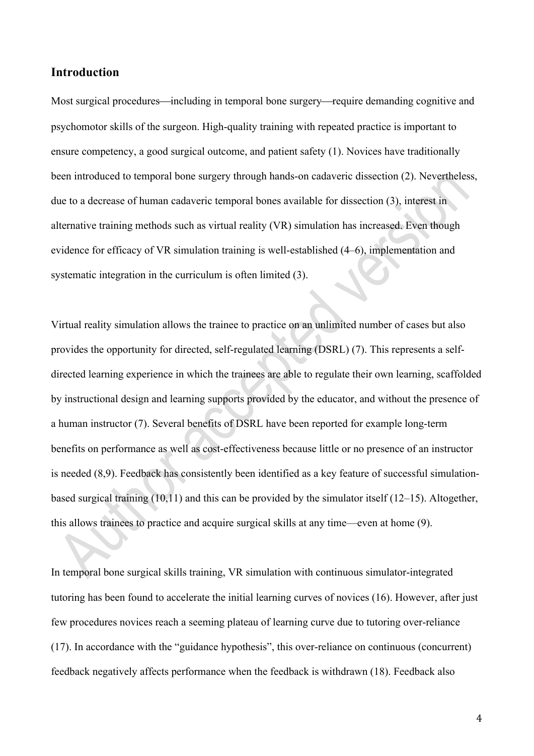## Introduction

Most surgical procedures—including in temporal bone surgery—require demanding cognitive and psychomotor skills of the surgeon. High-quality training with repeated practice is important to ensure competency, a good surgical outcome, and patient safety (1). Novices have traditionally been introduced to temporal bone surgery through hands-on cadaveric dissection (2). Nevertheless, due to a decrease of human cadaveric temporal bones available for dissection (3), interest in alternative training methods such as virtual reality (VR) simulation has increased. Even though evidence for efficacy of VR simulation training is well-established (4–6), implementation and systematic integration in the curriculum is often limited (3).

Virtual reality simulation allows the trainee to practice on an unlimited number of cases but also provides the opportunity for directed, self-regulated learning (DSRL) (7). This represents a self-directed learning experience in which the trainees are able to regulate their own learning, scaffolded by instructional design and learning supports provided by the educator, and without the presence of a human instructor (7). Several benefits of DSRL have been reported for example long-term benefits on performance as well as cost-effectiveness because little or no presence of an instructor is needed (8,9). Feedback has consistently been identified as a key feature of successful simulation-based surgical training (10,11) and this can be provided by the simulator itself (12–15). Altogether, this allows trainees to practice and acquire surgical skills at any time—even at home (9).

In temporal bone surgical skills training, VR simulation with continuous simulator-integrated tutoring has been found to accelerate the initial learning curves of novices (16). However, after just few procedures novices reach a seeming plateau of learning curve due to tutoring over-reliance (17). In accordance with the "guidance hypothesis", this over-reliance on continuous (concurrent) feedback negatively affects performance when the feedback is withdrawn (18). Feedback also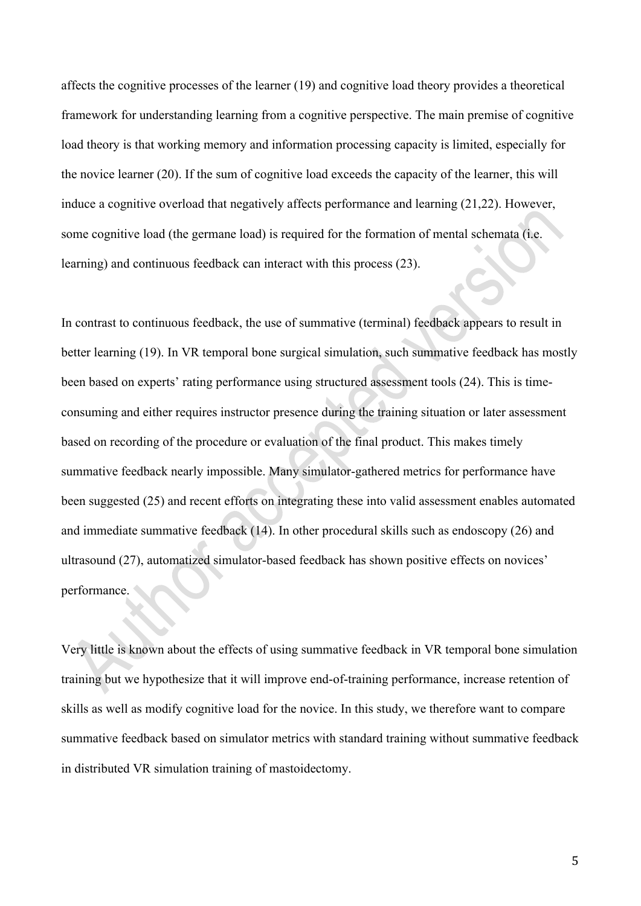affects the cognitive processes of the learner (19) and cognitive load theory provides a theoretical framework for understanding learning from a cognitive perspective. The main premise of cognitive load theory is that working memory and information processing capacity is limited, especially for the novice learner (20). If the sum of cognitive load exceeds the capacity of the learner, this will induce a cognitive overload that negatively affects performance and learning (21,22). However, some cognitive load (the germane load) is required for the formation of mental schemata (i.e. learning) and continuous feedback can interact with this process (23).

In contrast to continuous feedback, the use of summative (terminal) feedback appears to result in better learning (19). In VR temporal bone surgical simulation, such summative feedback has mostly been based on experts' rating performance using structured assessment tools (24). This is time-consuming and either requires instructor presence during the training situation or later assessment based on recording of the procedure or evaluation of the final product. This makes timely summative feedback nearly impossible. Many simulator-gathered metrics for performance have been suggested (25) and recent efforts on integrating these into valid assessment enables automated and immediate summative feedback (14). In other procedural skills such as endoscopy (26) and ultrasound (27), automatized simulator-based feedback has shown positive effects on novices' performance.

Very little is known about the effects of using summative feedback in VR temporal bone simulation training but we hypothesize that it will improve end-of-training performance, increase retention of skills as well as modify cognitive load for the novice. In this study, we therefore want to compare summative feedback based on simulator metrics with standard training without summative feedback in distributed VR simulation training of mastoidectomy.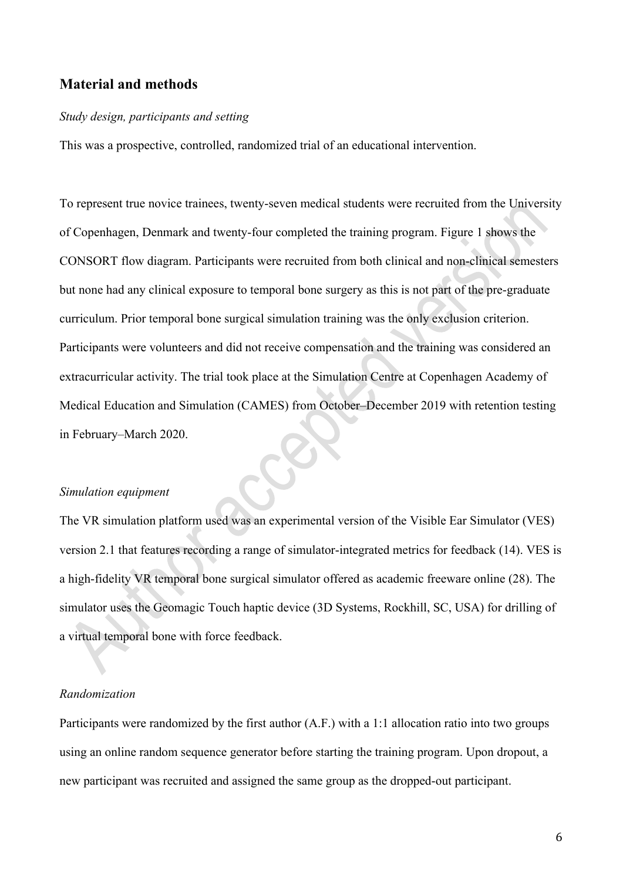## Material and methods

*Study design, participants and setting*

This was a prospective, controlled, randomized trial of an educational intervention.

To represent true novice trainees, twenty-seven medical students were recruited from the University of Copenhagen, Denmark and twenty-four completed the training program. Figure 1 shows the CONSORT flow diagram. Participants were recruited from both clinical and non-clinical semesters but none had any clinical exposure to temporal bone surgery as this is not part of the pre-graduate curriculum. Prior temporal bone surgical simulation training was the only exclusion criterion. Participants were volunteers and did not receive compensation and the training was considered an extracurricular activity. The trial took place at the Simulation Centre at Copenhagen Academy of Medical Education and Simulation (CAMES) from October–December 2019 with retention testing in February–March 2020.

*Simulation equipment*

The VR simulation platform used was an experimental version of the Visible Ear Simulator (VES) version 2.1 that features recording a range of simulator-integrated metrics for feedback (14). VES is a high-fidelity VR temporal bone surgical simulator offered as academic freeware online (28). The simulator uses the Geomagic Touch haptic device (3D Systems, Rockhill, SC, USA) for drilling of a virtual temporal bone with force feedback.

*Randomization*

Participants were randomized by the first author (A.F.) with a 1:1 allocation ratio into two groups using an online random sequence generator before starting the training program. Upon dropout, a new participant was recruited and assigned the same group as the dropped-out participant.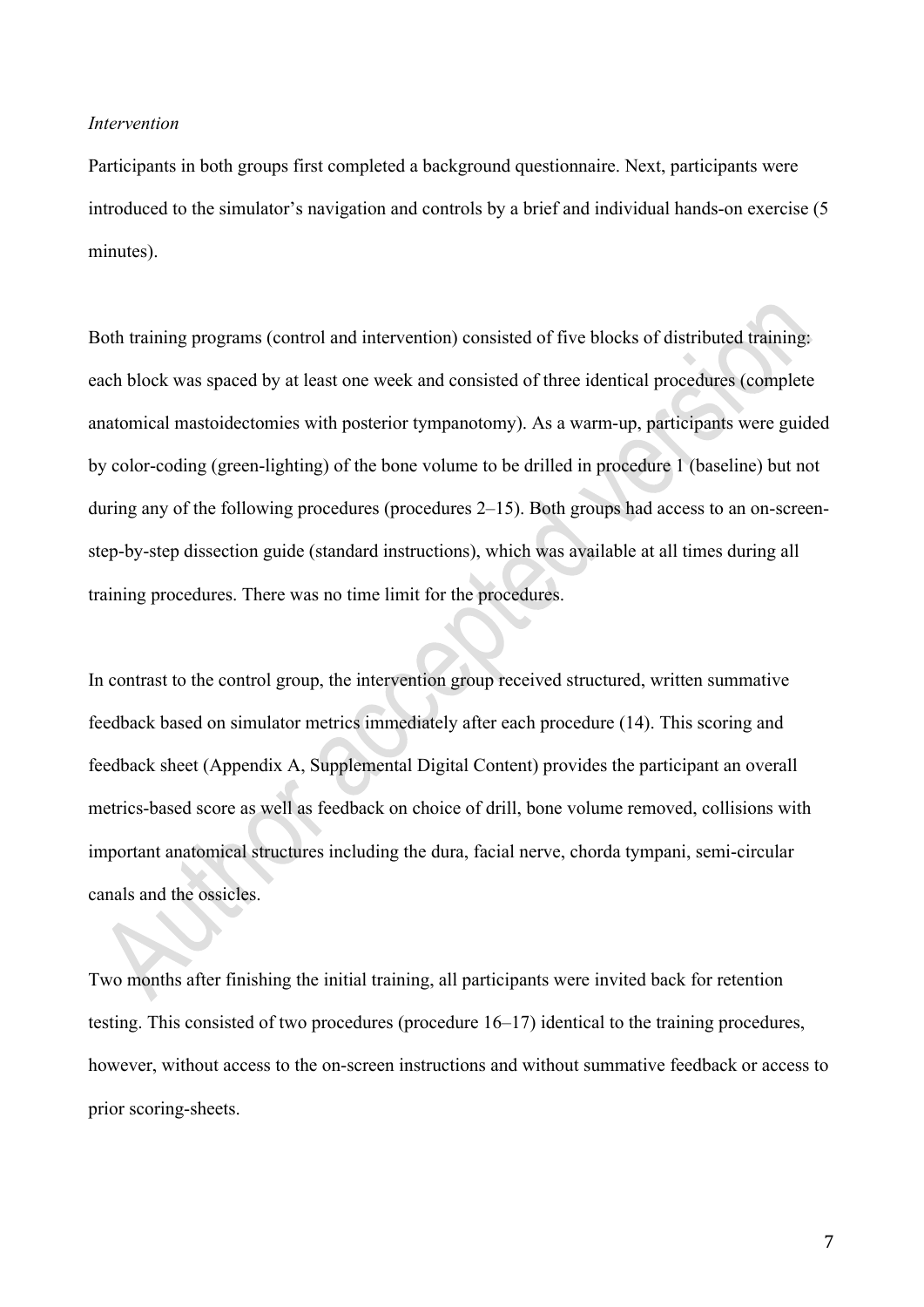*Intervention*

Participants in both groups first completed a background questionnaire. Next, participants were introduced to the simulator's navigation and controls by a brief and individual hands-on exercise (5 minutes).

Both training programs (control and intervention) consisted of five blocks of distributed training: each block was spaced by at least one week and consisted of three identical procedures (complete anatomical mastoidectomies with posterior tympanotomy). As a warm-up, participants were guided by color-coding (green-lighting) of the bone volume to be drilled in procedure 1 (baseline) but not during any of the following procedures (procedures 2–15). Both groups had access to an on-screen-step-by-step dissection guide (standard instructions), which was available at all times during all training procedures. There was no time limit for the procedures.

In contrast to the control group, the intervention group received structured, written summative feedback based on simulator metrics immediately after each procedure (14). This scoring and feedback sheet (Appendix A, Supplemental Digital Content) provides the participant an overall metrics-based score as well as feedback on choice of drill, bone volume removed, collisions with important anatomical structures including the dura, facial nerve, chorda tympani, semi-circular canals and the ossicles.

Two months after finishing the initial training, all participants were invited back for retention testing. This consisted of two procedures (procedure 16–17) identical to the training procedures, however, without access to the on-screen instructions and without summative feedback or access to prior scoring-sheets.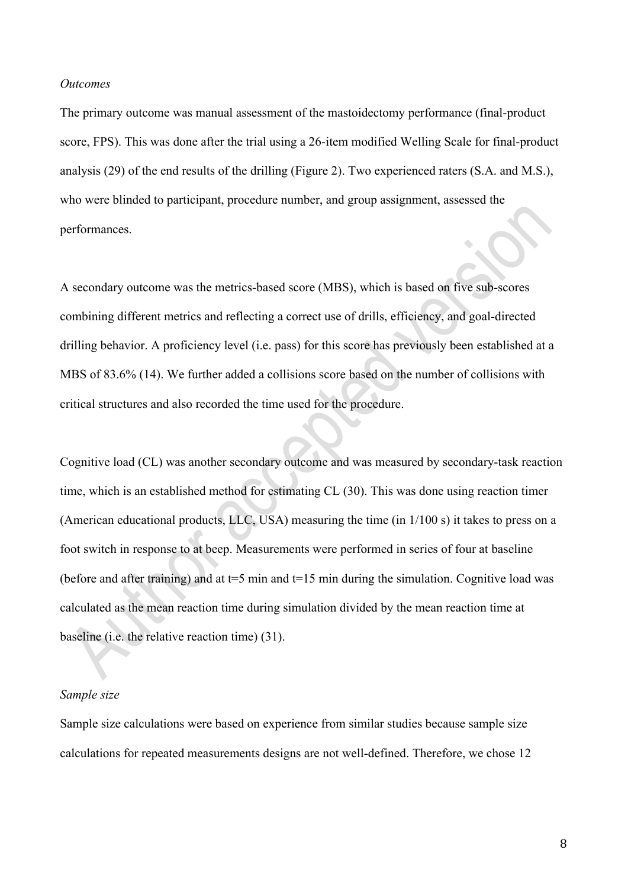*Outcomes*

The primary outcome was manual assessment of the mastoidectomy performance (final-product score, FPS). This was done after the trial using a 26-item modified Welling Scale for final-product analysis (29) of the end results of the drilling (Figure 2). Two experienced raters (S.A. and M.S.), who were blinded to participant, procedure number, and group assignment, assessed the performances.

A secondary outcome was the metrics-based score (MBS), which is based on five sub-scores combining different metrics and reflecting a correct use of drills, efficiency, and goal-directed drilling behavior. A proficiency level (i.e. pass) for this score has previously been established at a MBS of 83.6% (14). We further added a collisions score based on the number of collisions with critical structures and also recorded the time used for the procedure.

Cognitive load (CL) was another secondary outcome and was measured by secondary-task reaction time, which is an established method for estimating CL (30). This was done using reaction timer (American educational products, LLC, USA) measuring the time (in 1/100 s) it takes to press on a foot switch in response to at beep. Measurements were performed in series of four at baseline (before and after training) and at t=5 min and t=15 min during the simulation. Cognitive load was calculated as the mean reaction time during simulation divided by the mean reaction time at baseline (i.e. the relative reaction time) (31).

*Sample size*

Sample size calculations were based on experience from similar studies because sample size calculations for repeated measurements designs are not well-defined. Therefore, we chose 12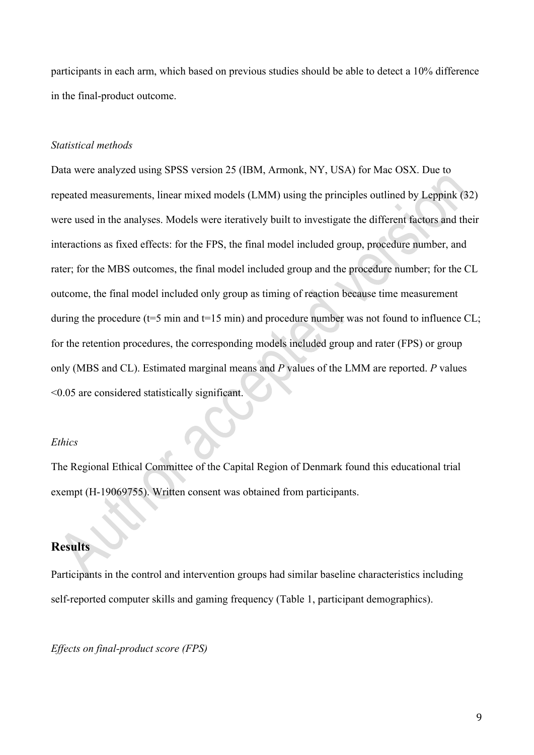participants in each arm, which based on previous studies should be able to detect a 10% difference in the final-product outcome.

*Statistical methods*

Data were analyzed using SPSS version 25 (IBM, Armonk, NY, USA) for Mac OSX. Due to repeated measurements, linear mixed models (LMM) using the principles outlined by Leppink (32) were used in the analyses. Models were iteratively built to investigate the different factors and their interactions as fixed effects: for the FPS, the final model included group, procedure number, and rater; for the MBS outcomes, the final model included group and the procedure number; for the CL outcome, the final model included only group as timing of reaction because time measurement during the procedure (t=5 min and t=15 min) and procedure number was not found to influence CL; for the retention procedures, the corresponding models included group and rater (FPS) or group only (MBS and CL). Estimated marginal means and *P* values of the LMM are reported. *P* values <0.05 are considered statistically significant.

*Ethics*

The Regional Ethical Committee of the Capital Region of Denmark found this educational trial exempt (H-19069755). Written consent was obtained from participants.

## Results

Participants in the control and intervention groups had similar baseline characteristics including self-reported computer skills and gaming frequency (Table 1, participant demographics).

*Effects on final-product score (FPS)*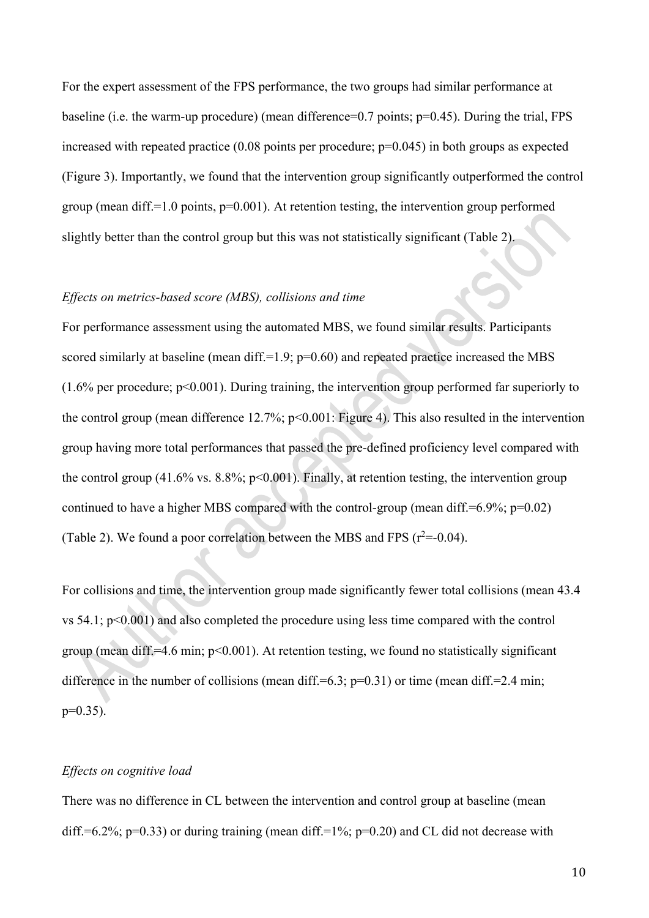For the expert assessment of the FPS performance, the two groups had similar performance at baseline (i.e. the warm-up procedure) (mean difference=0.7 points; $p=0.45$). During the trial, FPS increased with repeated practice (0.08 points per procedure; $p=0.045$) in both groups as expected (Figure 3). Importantly, we found that the intervention group significantly outperformed the control group (mean diff.=1.0 points, $p=0.001$). At retention testing, the intervention group performed slightly better than the control group but this was not statistically significant (Table 2).

*Effects on metrics-based score (MBS), collisions and time*

For performance assessment using the automated MBS, we found similar results. Participants scored similarly at baseline (mean diff.=1.9; $p=0.60$) and repeated practice increased the MBS (1.6% per procedure; $p<0.001$). During training, the intervention group performed far superiorly to the control group (mean difference 12.7%; $p<0.001$: Figure 4). This also resulted in the intervention group having more total performances that passed the pre-defined proficiency level compared with the control group (41.6% vs. 8.8%; $p<0.001$). Finally, at retention testing, the intervention group continued to have a higher MBS compared with the control-group (mean diff.=6.9%; $p=0.02$) (Table 2). We found a poor correlation between the MBS and FPS ($r^2=-0.04$).

For collisions and time, the intervention group made significantly fewer total collisions (mean 43.4 vs 54.1; $p<0.001$) and also completed the procedure using less time compared with the control group (mean diff.=4.6 min; $p<0.001$). At retention testing, we found no statistically significant difference in the number of collisions (mean diff.=6.3; $p=0.31$) or time (mean diff.=2.4 min; $p=0.35$).

*Effects on cognitive load*

There was no difference in CL between the intervention and control group at baseline (mean diff.=6.2%; $p=0.33$) or during training (mean diff.=1%; $p=0.20$) and CL did not decrease with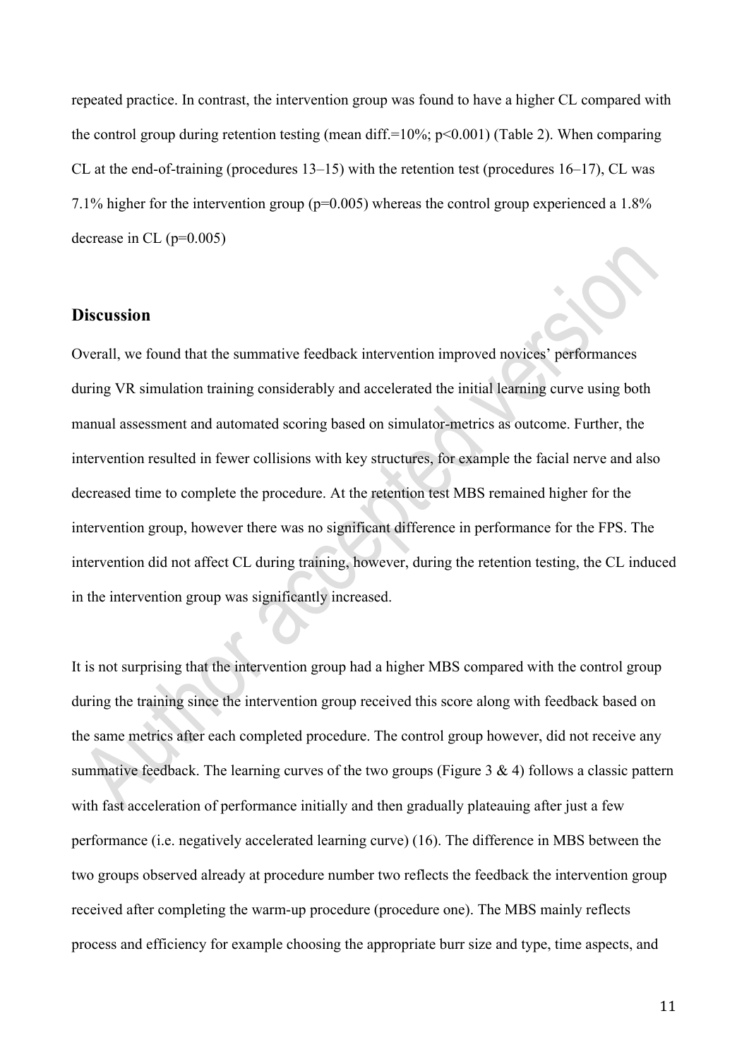repeated practice. In contrast, the intervention group was found to have a higher CL compared with the control group during retention testing (mean diff.=10%; $p<0.001$) (Table 2). When comparing CL at the end-of-training (procedures 13–15) with the retention test (procedures 16–17), CL was 7.1% higher for the intervention group ($p=0.005$) whereas the control group experienced a 1.8% decrease in CL ($p=0.005$)

## Discussion

Overall, we found that the summative feedback intervention improved novices' performances during VR simulation training considerably and accelerated the initial learning curve using both manual assessment and automated scoring based on simulator-metrics as outcome. Further, the intervention resulted in fewer collisions with key structures, for example the facial nerve and also decreased time to complete the procedure. At the retention test MBS remained higher for the intervention group, however there was no significant difference in performance for the FPS. The intervention did not affect CL during training, however, during the retention testing, the CL induced in the intervention group was significantly increased.

It is not surprising that the intervention group had a higher MBS compared with the control group during the training since the intervention group received this score along with feedback based on the same metrics after each completed procedure. The control group however, did not receive any summative feedback. The learning curves of the two groups (Figure 3 & 4) follows a classic pattern with fast acceleration of performance initially and then gradually plateauing after just a few performance (i.e. negatively accelerated learning curve) (16). The difference in MBS between the two groups observed already at procedure number two reflects the feedback the intervention group received after completing the warm-up procedure (procedure one). The MBS mainly reflects process and efficiency for example choosing the appropriate burr size and type, time aspects, and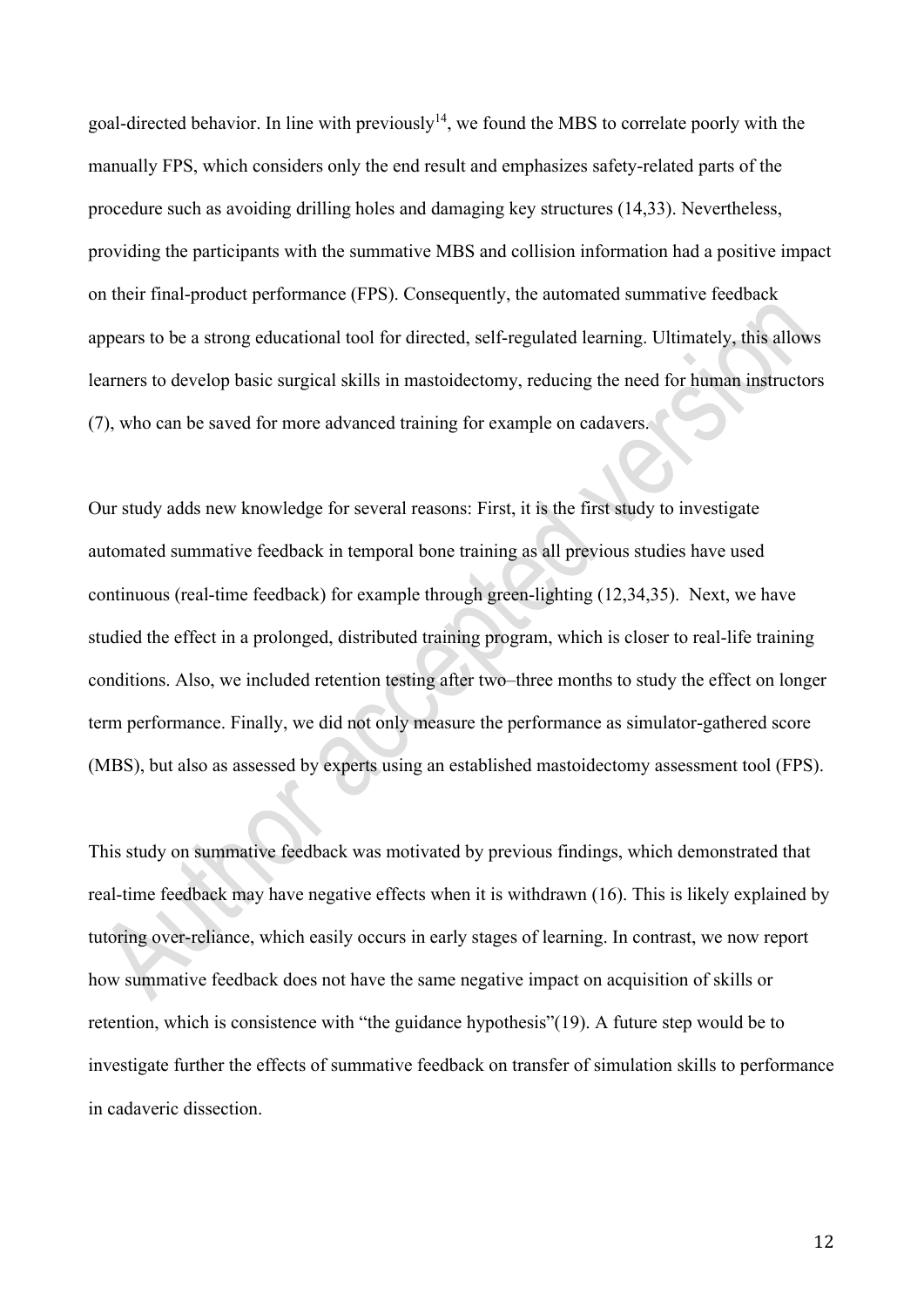goal-directed behavior. In line with previously[14], we found the MBS to correlate poorly with the manually FPS, which considers only the end result and emphasizes safety-related parts of the procedure such as avoiding drilling holes and damaging key structures (14,33). Nevertheless, providing the participants with the summative MBS and collision information had a positive impact on their final-product performance (FPS). Consequently, the automated summative feedback appears to be a strong educational tool for directed, self-regulated learning. Ultimately, this allows learners to develop basic surgical skills in mastoidectomy, reducing the need for human instructors (7), who can be saved for more advanced training for example on cadavers.

Our study adds new knowledge for several reasons: First, it is the first study to investigate automated summative feedback in temporal bone training as all previous studies have used continuous (real-time feedback) for example through green-lighting (12,34,35). Next, we have studied the effect in a prolonged, distributed training program, which is closer to real-life training conditions. Also, we included retention testing after two–three months to study the effect on longer term performance. Finally, we did not only measure the performance as simulator-gathered score (MBS), but also as assessed by experts using an established mastoidectomy assessment tool (FPS).

This study on summative feedback was motivated by previous findings, which demonstrated that real-time feedback may have negative effects when it is withdrawn (16). This is likely explained by tutoring over-reliance, which easily occurs in early stages of learning. In contrast, we now report how summative feedback does not have the same negative impact on acquisition of skills or retention, which is consistence with "the guidance hypothesis"(19). A future step would be to investigate further the effects of summative feedback on transfer of simulation skills to performance in cadaveric dissection.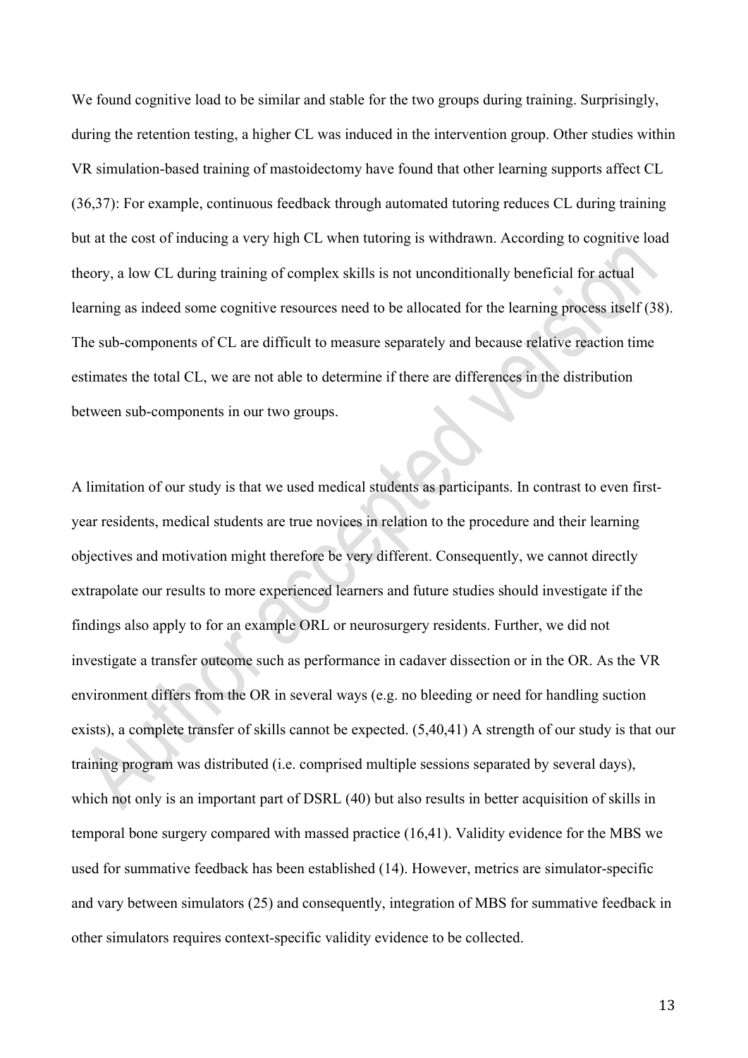We found cognitive load to be similar and stable for the two groups during training. Surprisingly, during the retention testing, a higher CL was induced in the intervention group. Other studies within VR simulation-based training of mastoidectomy have found that other learning supports affect CL (36,37): For example, continuous feedback through automated tutoring reduces CL during training but at the cost of inducing a very high CL when tutoring is withdrawn. According to cognitive load theory, a low CL during training of complex skills is not unconditionally beneficial for actual learning as indeed some cognitive resources need to be allocated for the learning process itself (38). The sub-components of CL are difficult to measure separately and because relative reaction time estimates the total CL, we are not able to determine if there are differences in the distribution between sub-components in our two groups.

A limitation of our study is that we used medical students as participants. In contrast to even first-year residents, medical students are true novices in relation to the procedure and their learning objectives and motivation might therefore be very different. Consequently, we cannot directly extrapolate our results to more experienced learners and future studies should investigate if the findings also apply to for an example ORL or neurosurgery residents. Further, we did not investigate a transfer outcome such as performance in cadaver dissection or in the OR. As the VR environment differs from the OR in several ways (e.g. no bleeding or need for handling suction exists), a complete transfer of skills cannot be expected. (5,40,41) A strength of our study is that our training program was distributed (i.e. comprised multiple sessions separated by several days), which not only is an important part of DSRL (40) but also results in better acquisition of skills in temporal bone surgery compared with massed practice (16,41). Validity evidence for the MBS we used for summative feedback has been established (14). However, metrics are simulator-specific and vary between simulators (25) and consequently, integration of MBS for summative feedback in other simulators requires context-specific validity evidence to be collected.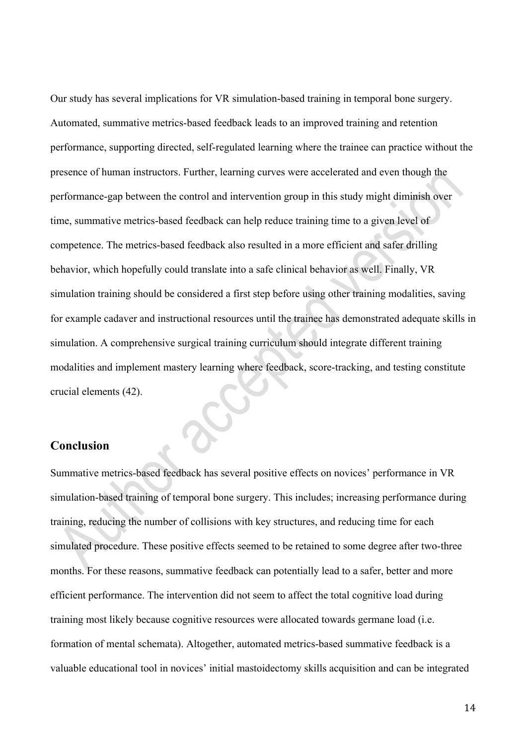Our study has several implications for VR simulation-based training in temporal bone surgery. Automated, summative metrics-based feedback leads to an improved training and retention performance, supporting directed, self-regulated learning where the trainee can practice without the presence of human instructors. Further, learning curves were accelerated and even though the performance-gap between the control and intervention group in this study might diminish over time, summative metrics-based feedback can help reduce training time to a given level of competence. The metrics-based feedback also resulted in a more efficient and safer drilling behavior, which hopefully could translate into a safe clinical behavior as well. Finally, VR simulation training should be considered a first step before using other training modalities, saving for example cadaver and instructional resources until the trainee has demonstrated adequate skills in simulation. A comprehensive surgical training curriculum should integrate different training modalities and implement mastery learning where feedback, score-tracking, and testing constitute crucial elements (42).

## Conclusion

Summative metrics-based feedback has several positive effects on novices' performance in VR simulation-based training of temporal bone surgery. This includes; increasing performance during training, reducing the number of collisions with key structures, and reducing time for each simulated procedure. These positive effects seemed to be retained to some degree after two-three months. For these reasons, summative feedback can potentially lead to a safer, better and more efficient performance. The intervention did not seem to affect the total cognitive load during training most likely because cognitive resources were allocated towards germane load (i.e. formation of mental schemata). Altogether, automated metrics-based summative feedback is a valuable educational tool in novices' initial mastoidectomy skills acquisition and can be integrated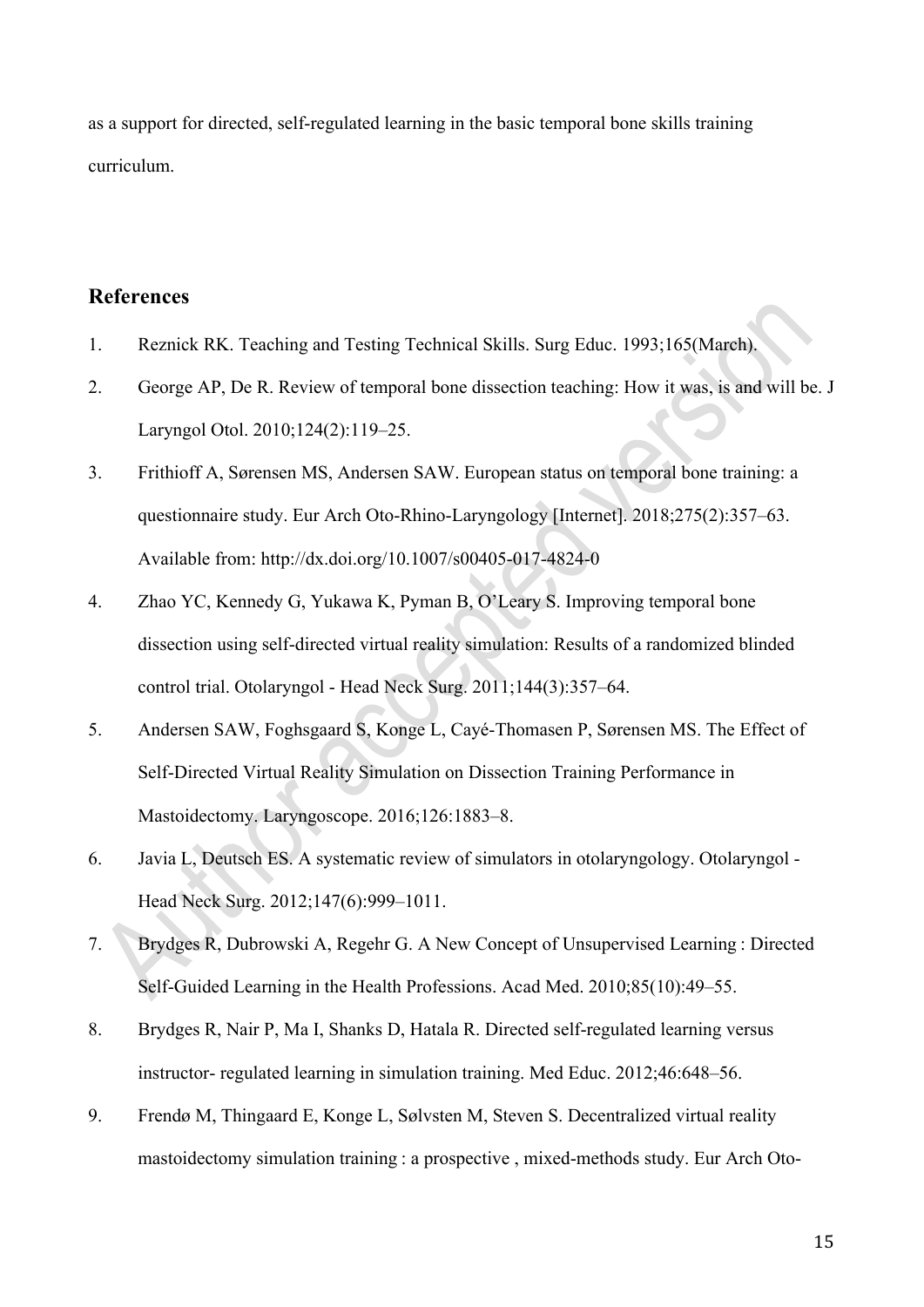as a support for directed, self-regulated learning in the basic temporal bone skills training curriculum.

## References

1. Reznick RK. Teaching and Testing Technical Skills. Surg Educ. 1993;165(March).
2. George AP, De R. Review of temporal bone dissection teaching: How it was, is and will be. J Laryngol Otol. 2010;124(2):119–25.
3. Frithioff A, Sørensen MS, Andersen SAW. European status on temporal bone training: a questionnaire study. Eur Arch Oto-Rhino-Laryngology [Internet]. 2018;275(2):357–63. Available from: http://dx.doi.org/10.1007/s00405-017-4824-0
4. Zhao YC, Kennedy G, Yukawa K, Pyman B, O'Leary S. Improving temporal bone dissection using self-directed virtual reality simulation: Results of a randomized blinded control trial. Otolaryngol - Head Neck Surg. 2011;144(3):357–64.
5. Andersen SAW, Foghsgaard S, Konge L, Cayé-Thomasen P, Sørensen MS. The Effect of Self-Directed Virtual Reality Simulation on Dissection Training Performance in Mastoidectomy. Laryngoscope. 2016;126:1883–8.
6. Javia L, Deutsch ES. A systematic review of simulators in otolaryngology. Otolaryngol - Head Neck Surg. 2012;147(6):999–1011.
7. Brydges R, Dubrowski A, Regehr G. A New Concept of Unsupervised Learning : Directed Self-Guided Learning in the Health Professions. Acad Med. 2010;85(10):49–55.
8. Brydges R, Nair P, Ma I, Shanks D, Hatala R. Directed self-regulated learning versus instructor- regulated learning in simulation training. Med Educ. 2012;46:648–56.
9. Frendø M, Thingaard E, Konge L, Sølvsten M, Steven S. Decentralized virtual reality mastoidectomy simulation training : a prospective , mixed-methods study. Eur Arch Oto-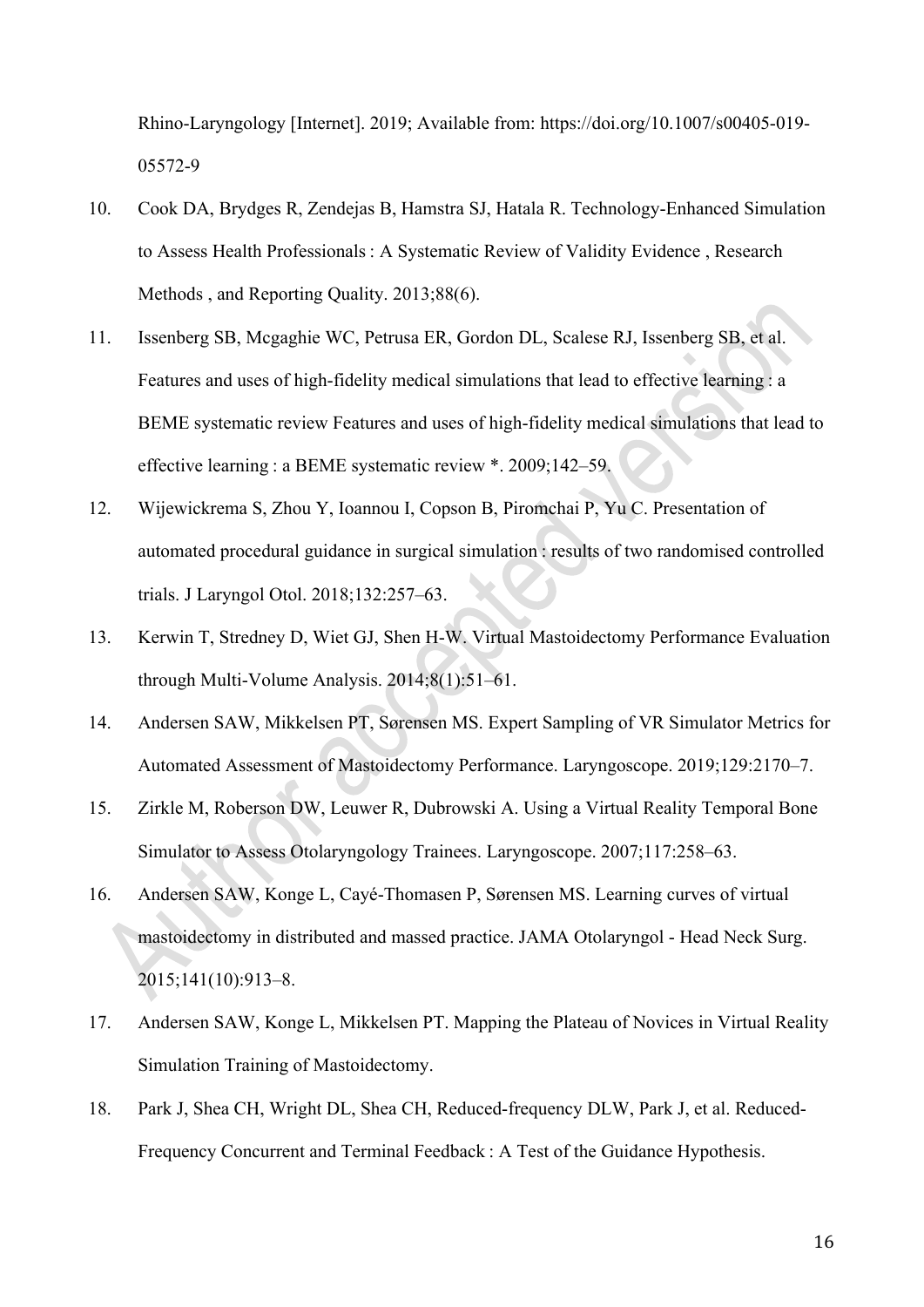Rhino-Laryngology [Internet]. 2019; Available from: https://doi.org/10.1007/s00405-019-05572-9

10. Cook DA, Brydges R, Zendejas B, Hamstra SJ, Hatala R. Technology-Enhanced Simulation to Assess Health Professionals : A Systematic Review of Validity Evidence , Research Methods , and Reporting Quality. 2013;88(6).
11. Issenberg SB, Mcgaghie WC, Petrusa ER, Gordon DL, Scalese RJ, Issenberg SB, et al. Features and uses of high-fidelity medical simulations that lead to effective learning : a BEME systematic review Features and uses of high-fidelity medical simulations that lead to effective learning : a BEME systematic review *. 2009;142–59.
12. Wijewickrema S, Zhou Y, Ioannou I, Copson B, Piromchai P, Yu C. Presentation of automated procedural guidance in surgical simulation : results of two randomised controlled trials. J Laryngol Otol. 2018;132:257–63.
13. Kerwin T, Stredney D, Wiet GJ, Shen H-W. Virtual Mastoidectomy Performance Evaluation through Multi-Volume Analysis. 2014;8(1):51–61.
14. Andersen SAW, Mikkelsen PT, Sørensen MS. Expert Sampling of VR Simulator Metrics for Automated Assessment of Mastoidectomy Performance. Laryngoscope. 2019;129:2170–7.
15. Zirkle M, Roberson DW, Leuwer R, Dubrowski A. Using a Virtual Reality Temporal Bone Simulator to Assess Otolaryngology Trainees. Laryngoscope. 2007;117:258–63.
16. Andersen SAW, Konge L, Cayé-Thomasen P, Sørensen MS. Learning curves of virtual mastoidectomy in distributed and massed practice. JAMA Otolaryngol - Head Neck Surg. 2015;141(10):913–8.
17. Andersen SAW, Konge L, Mikkelsen PT. Mapping the Plateau of Novices in Virtual Reality Simulation Training of Mastoidectomy.
18. Park J, Shea CH, Wright DL, Shea CH, Reduced-frequency DLW, Park J, et al. Reduced-Frequency Concurrent and Terminal Feedback : A Test of the Guidance Hypothesis.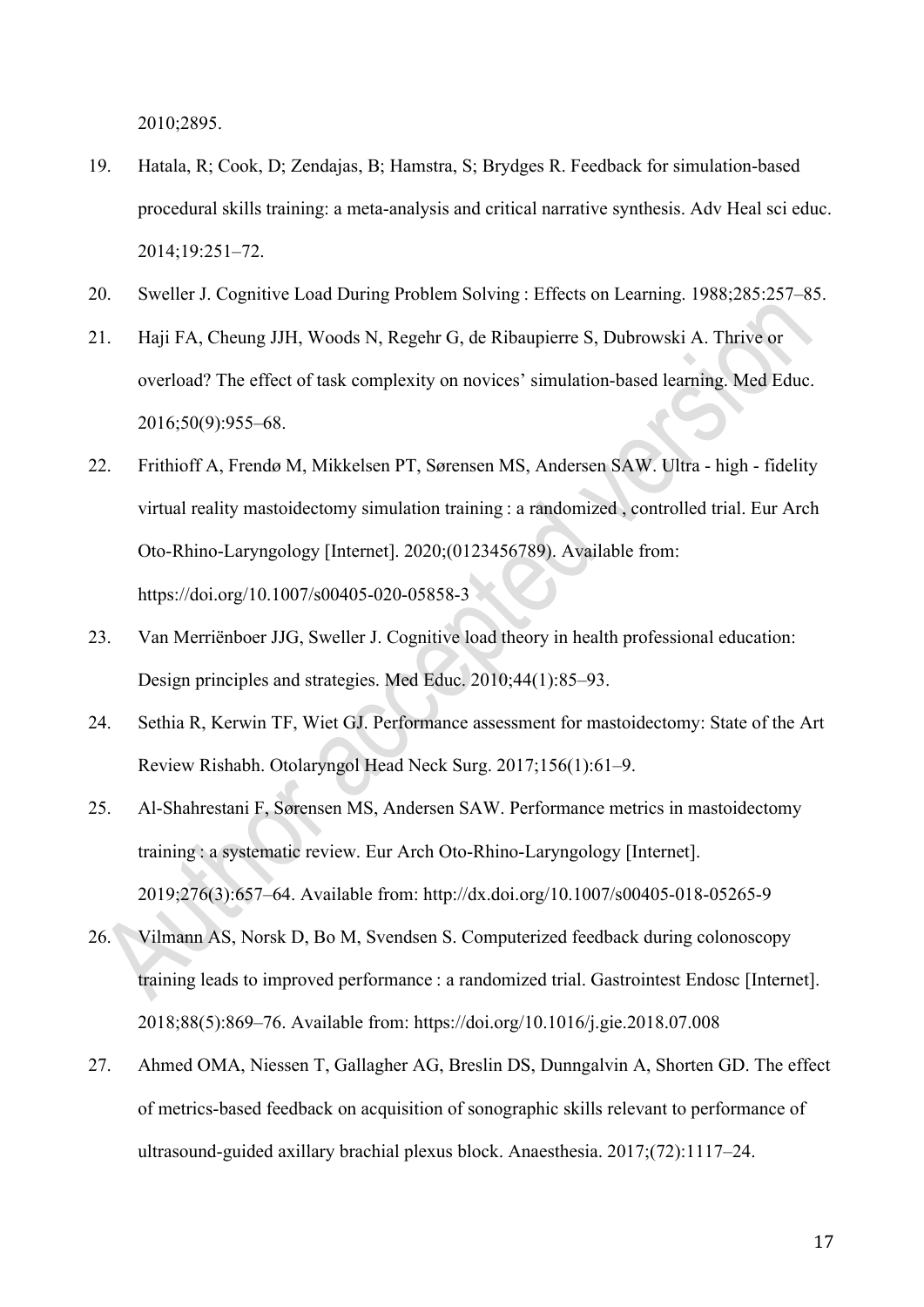2010;2895.

19. Hatala, R; Cook, D; Zendajas, B; Hamstra, S; Brydges R. Feedback for simulation-based procedural skills training: a meta-analysis and critical narrative synthesis. Adv Heal sci educ. 2014;19:251–72.
20. Sweller J. Cognitive Load During Problem Solving : Effects on Learning. 1988;285:257–85.
21. Haji FA, Cheung JJH, Woods N, Regehr G, de Ribaupierre S, Dubrowski A. Thrive or overload? The effect of task complexity on novices' simulation-based learning. Med Educ. 2016;50(9):955–68.
22. Frithioff A, Frendø M, Mikkelsen PT, Sørensen MS, Andersen SAW. Ultra - high - fidelity virtual reality mastoidectomy simulation training : a randomized , controlled trial. Eur Arch Oto-Rhino-Laryngology [Internet]. 2020;(0123456789). Available from: https://doi.org/10.1007/s00405-020-05858-3
23. Van Merriënboer JJG, Sweller J. Cognitive load theory in health professional education: Design principles and strategies. Med Educ. 2010;44(1):85–93.
24. Sethia R, Kerwin TF, Wiet GJ. Performance assessment for mastoidectomy: State of the Art Review Rishabh. Otolaryngol Head Neck Surg. 2017;156(1):61–9.
25. Al-Shahrestani F, Sørensen MS, Andersen SAW. Performance metrics in mastoidectomy training : a systematic review. Eur Arch Oto-Rhino-Laryngology [Internet]. 2019;276(3):657–64. Available from: http://dx.doi.org/10.1007/s00405-018-05265-9
26. Vilmann AS, Norsk D, Bo M, Svendsen S. Computerized feedback during colonoscopy training leads to improved performance : a randomized trial. Gastrointest Endosc [Internet]. 2018;88(5):869–76. Available from: https://doi.org/10.1016/j.gie.2018.07.008
27. Ahmed OMA, Niessen T, Gallagher AG, Breslin DS, Dunngalvin A, Shorten GD. The effect of metrics-based feedback on acquisition of sonographic skills relevant to performance of ultrasound-guided axillary brachial plexus block. Anaesthesia. 2017;(72):1117–24.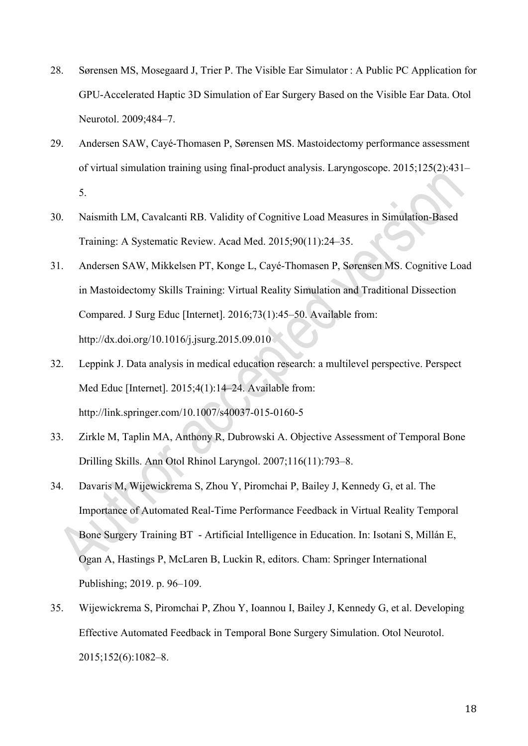28. Sørensen MS, Mosegaard J, Trier P. The Visible Ear Simulator : A Public PC Application for GPU-Accelerated Haptic 3D Simulation of Ear Surgery Based on the Visible Ear Data. Otol Neurotol. 2009;484–7.

29. Andersen SAW, Cayé-Thomasen P, Sørensen MS. Mastoidectomy performance assessment of virtual simulation training using final-product analysis. Laryngoscope. 2015;125(2):431–5.

30. Naismith LM, Cavalcanti RB. Validity of Cognitive Load Measures in Simulation-Based Training: A Systematic Review. Acad Med. 2015;90(11):24–35.

31. Andersen SAW, Mikkelsen PT, Konge L, Cayé-Thomasen P, Sørensen MS. Cognitive Load in Mastoidectomy Skills Training: Virtual Reality Simulation and Traditional Dissection Compared. J Surg Educ [Internet]. 2016;73(1):45–50. Available from: http://dx.doi.org/10.1016/j.jsurg.2015.09.010

32. Leppink J. Data analysis in medical education research: a multilevel perspective. Perspect Med Educ [Internet]. 2015;4(1):14–24. Available from: http://link.springer.com/10.1007/s40037-015-0160-5

33. Zirkle M, Taplin MA, Anthony R, Dubrowski A. Objective Assessment of Temporal Bone Drilling Skills. Ann Otol Rhinol Laryngol. 2007;116(11):793–8.

34. Davaris M, Wijewickrema S, Zhou Y, Piromchai P, Bailey J, Kennedy G, et al. The Importance of Automated Real-Time Performance Feedback in Virtual Reality Temporal Bone Surgery Training BT - Artificial Intelligence in Education. In: Isotani S, Millán E, Ogan A, Hastings P, McLaren B, Luckin R, editors. Cham: Springer International Publishing; 2019. p. 96–109.

35. Wijewickrema S, Piromchai P, Zhou Y, Ioannou I, Bailey J, Kennedy G, et al. Developing Effective Automated Feedback in Temporal Bone Surgery Simulation. Otol Neurotol. 2015;152(6):1082–8.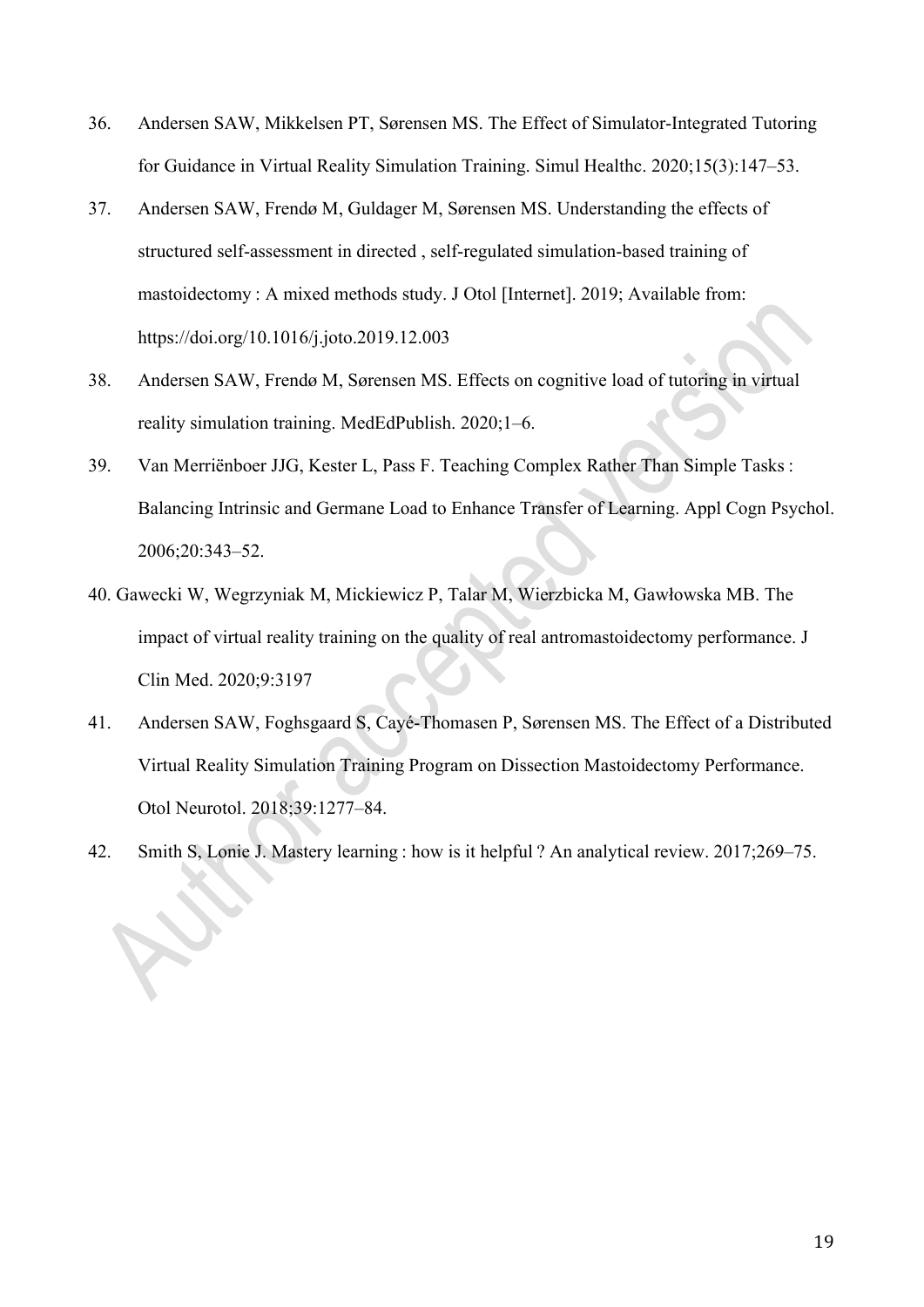36. Andersen SAW, Mikkelsen PT, Sørensen MS. The Effect of Simulator-Integrated Tutoring for Guidance in Virtual Reality Simulation Training. Simul Healthc. 2020;15(3):147–53.
37. Andersen SAW, Frendø M, Guldager M, Sørensen MS. Understanding the effects of structured self-assessment in directed , self-regulated simulation-based training of mastoidectomy : A mixed methods study. J Otol [Internet]. 2019; Available from: https://doi.org/10.1016/j.joto.2019.12.003
38. Andersen SAW, Frendø M, Sørensen MS. Effects on cognitive load of tutoring in virtual reality simulation training. MedEdPublish. 2020;1–6.
39. Van Merriënboer JJG, Kester L, Pass F. Teaching Complex Rather Than Simple Tasks : Balancing Intrinsic and Germane Load to Enhance Transfer of Learning. Appl Cogn Psychol. 2006;20:343–52.
40. Gawecki W, Wegrzyniak M, Mickiewicz P, Talar M, Wierzbicka M, Gawłowska MB. The impact of virtual reality training on the quality of real antromastoidectomy performance. J Clin Med. 2020;9:3197
41. Andersen SAW, Foghsgaard S, Cayé-Thomasen P, Sørensen MS. The Effect of a Distributed Virtual Reality Simulation Training Program on Dissection Mastoidectomy Performance. Otol Neurotol. 2018;39:1277–84.
42. Smith S, Lonie J. Mastery learning : how is it helpful ? An analytical review. 2017;269–75.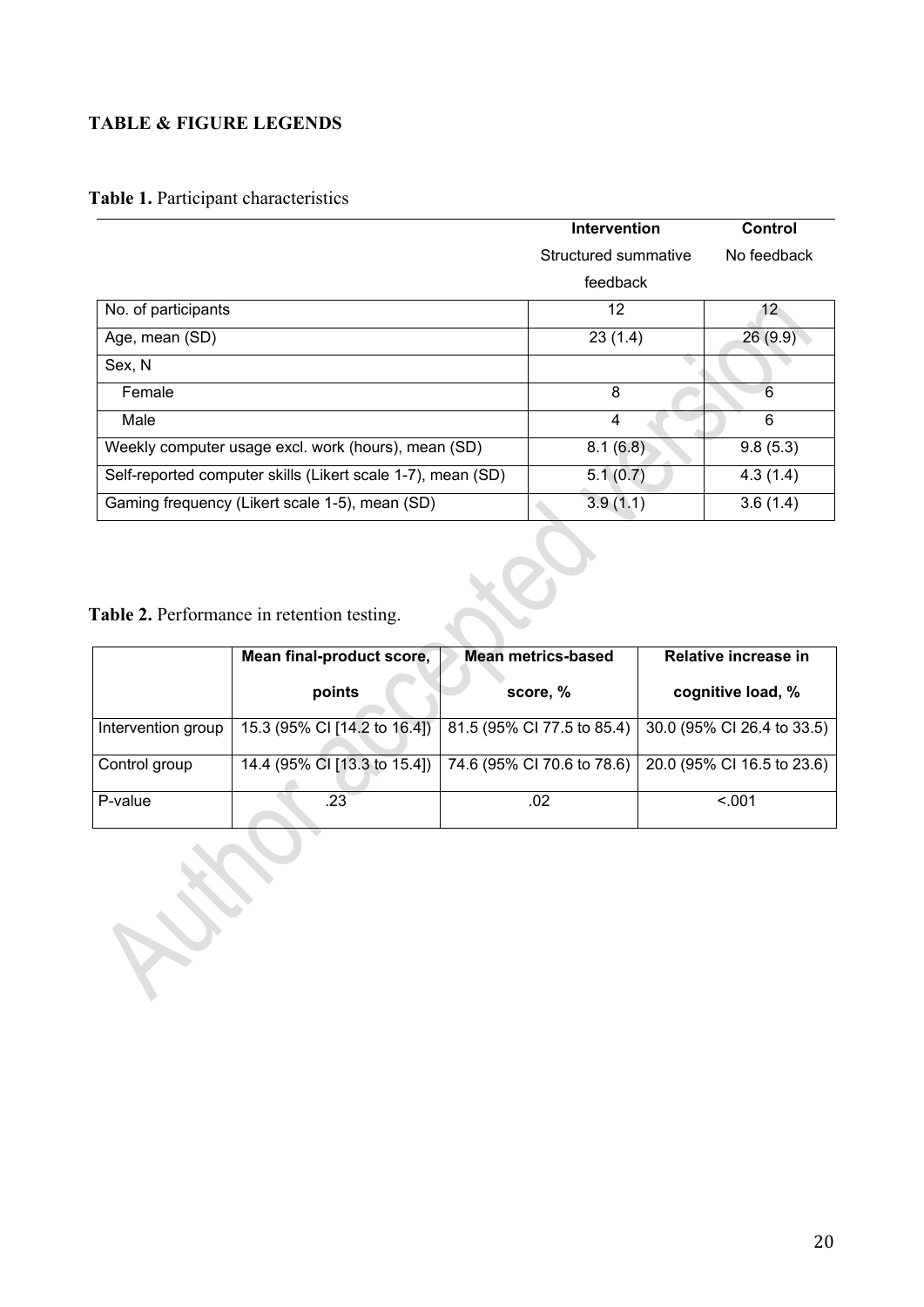**TABLE & FIGURE LEGENDS**

**Table 1.** Participant characteristics

| | **Intervention** Structured summative feedback | **Control** No feedback |
|---|---|---|
| No. of participants | 12 | 12 |
| Age, mean (SD) | 23 (1.4) | 26 (9.9) |
| Sex, N | | |
| Female | 8 | 6 |
| Male | 4 | 6 |
| Weekly computer usage excl. work (hours), mean (SD) | 8.1 (6.8) | 9.8 (5.3) |
| Self-reported computer skills (Likert scale 1-7), mean (SD) | 5.1 (0.7) | 4.3 (1.4) |
| Gaming frequency (Likert scale 1-5), mean (SD) | 3.9 (1.1) | 3.6 (1.4) |

**Table 2.** Performance in retention testing.

| | **Mean final-product score, points** | **Mean metrics-based score, %** | **Relative increase in cognitive load, %** |
|---|---|---|---|
| Intervention group | 15.3 (95% CI [14.2 to 16.4]) | 81.5 (95% CI 77.5 to 85.4) | 30.0 (95% CI 26.4 to 33.5) |
| Control group | 14.4 (95% CI [13.3 to 15.4]) | 74.6 (95% CI 70.6 to 78.6) | 20.0 (95% CI 16.5 to 23.6) |
| P-value | .23 | .02 | <.001 |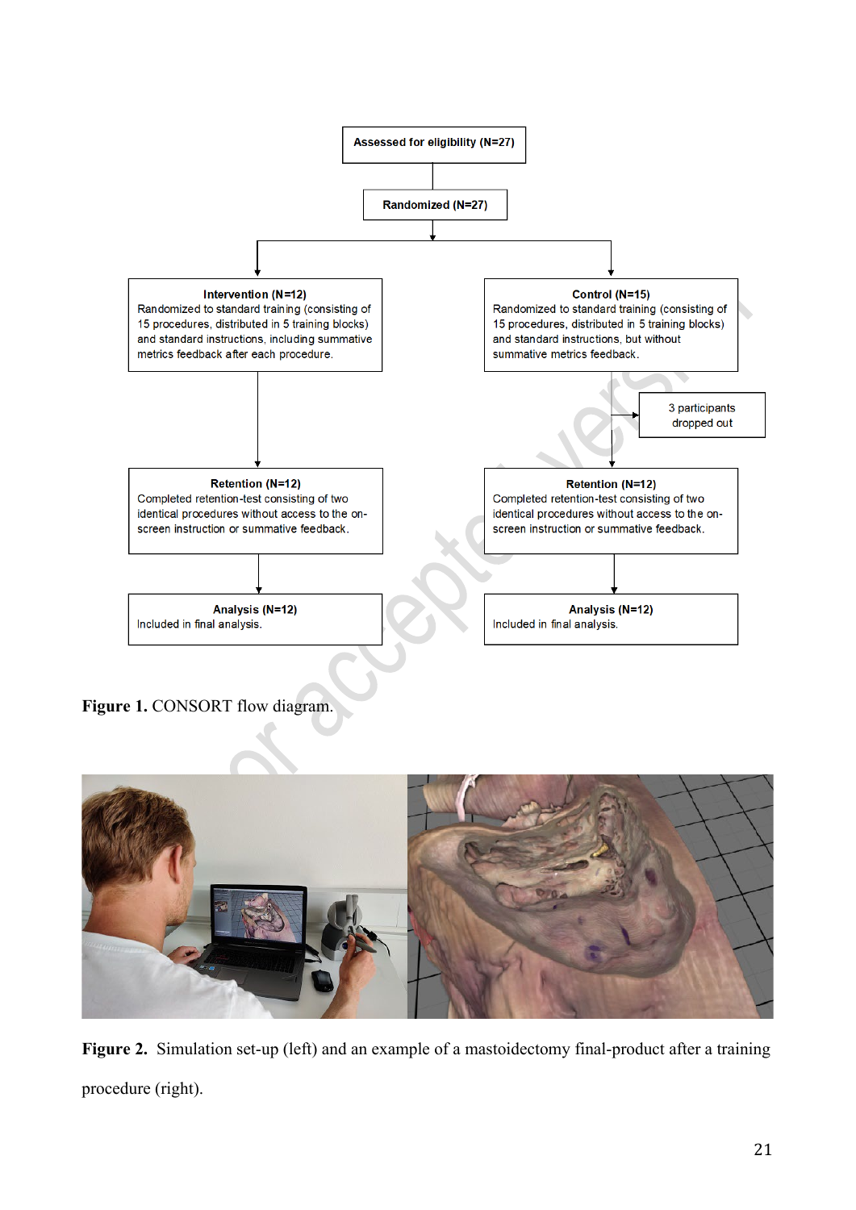Assessed for eligibility (N=27)

Randomized (N=27)

**Intervention (N=12)**
Randomized to standard training (consisting of 15 procedures, distributed in 5 training blocks) and standard instructions, including summative metrics feedback after each procedure.

**Control (N=15)**
Randomized to standard training (consisting of 15 procedures, distributed in 5 training blocks) and standard instructions, but without summative metrics feedback.

3 participants dropped out

**Retention (N=12)**
Completed retention-test consisting of two identical procedures without access to the on-screen instruction or summative feedback.

**Retention (N=12)**
Completed retention-test consisting of two identical procedures without access to the on-screen instruction or summative feedback.

**Analysis (N=12)**
Included in final analysis.

**Analysis (N=12)**
Included in final analysis.

**Figure 1.** CONSORT flow diagram.

**Figure 2.** Simulation set-up (left) and an example of a mastoidectomy final-product after a training procedure (right).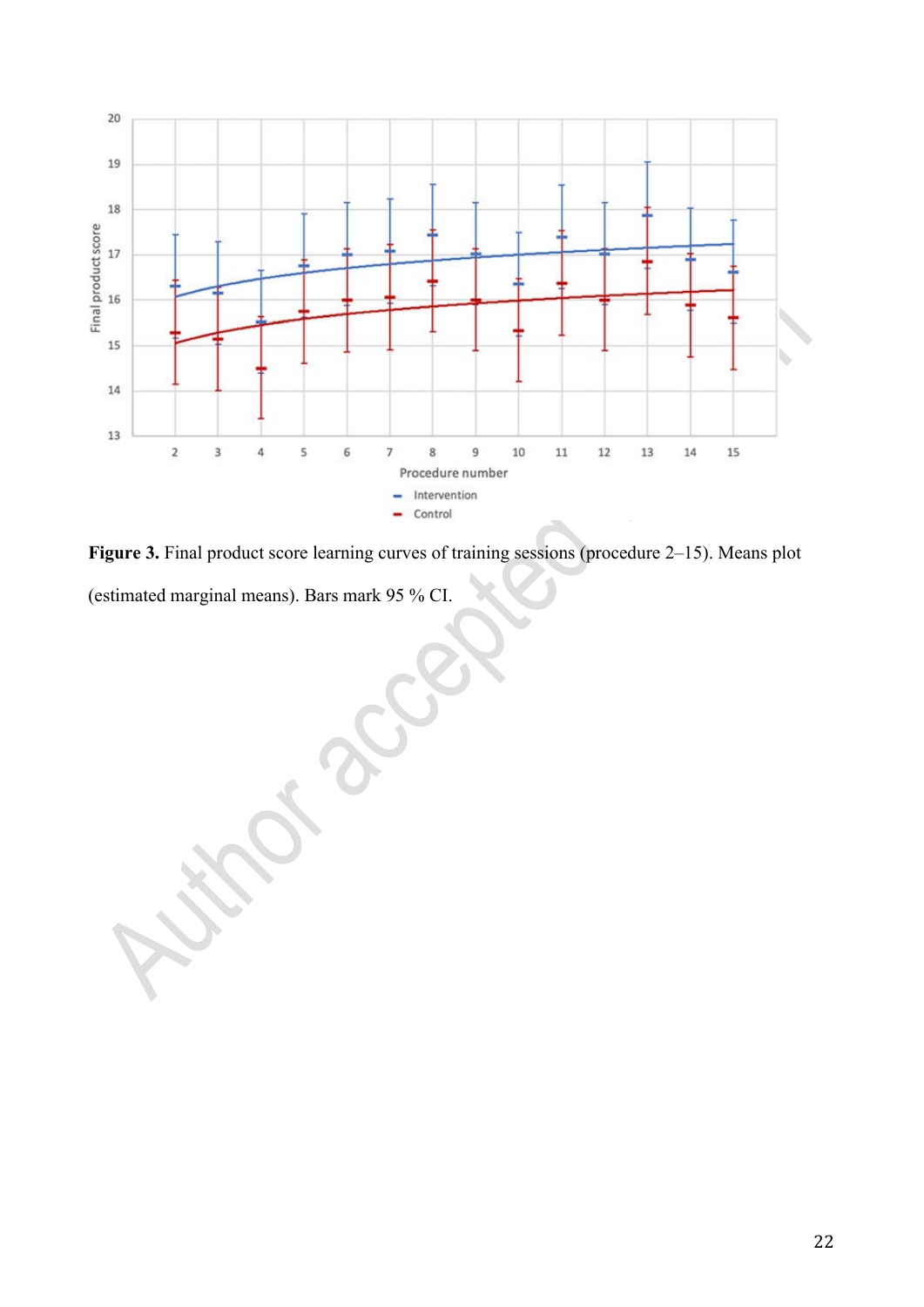**Figure 3.** Final product score learning curves of training sessions (procedure 2–15). Means plot (estimated marginal means). Bars mark 95 % CI.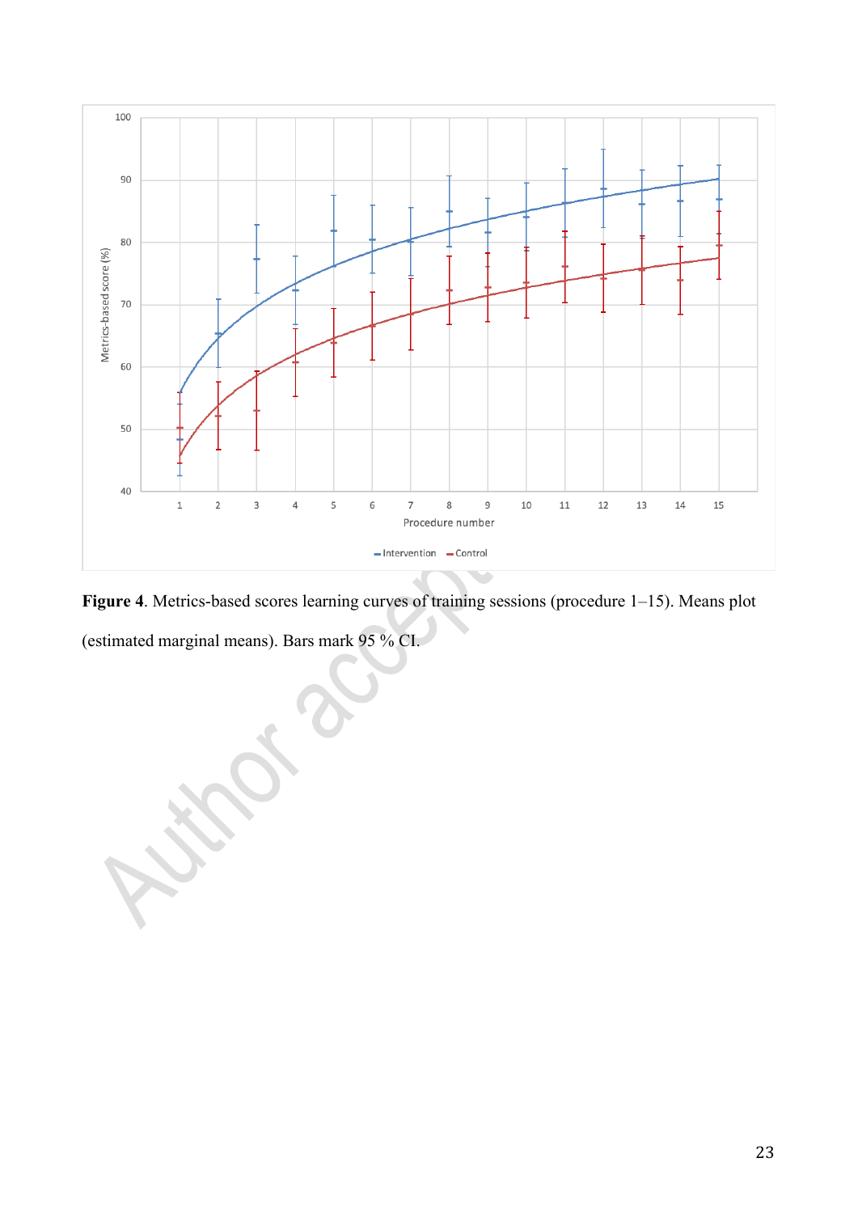100
90
80
70
60
50
40

Metrics-based score (%)

1 2 3 4 5 6 7 8 9 10 11 12 13 14 15

Procedure number

Intervention Control

**Figure 4**. Metrics-based scores learning curves of training sessions (procedure 1–15). Means plot (estimated marginal means). Bars mark 95 % CI.